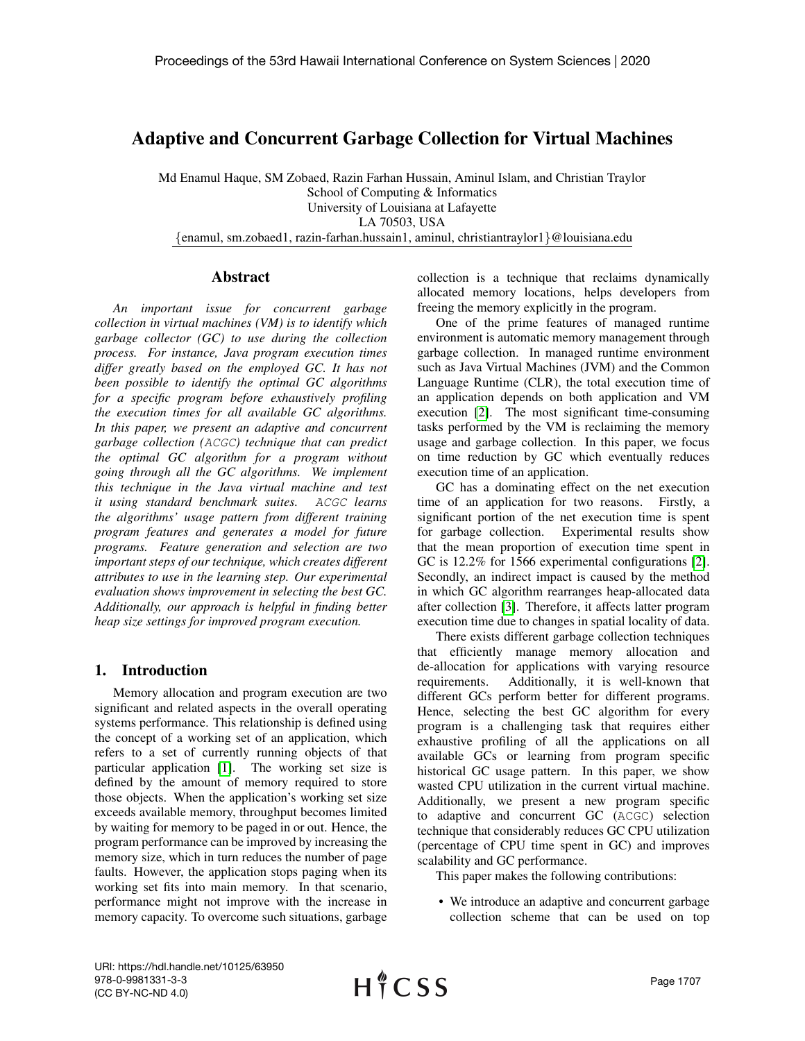# Adaptive and Concurrent Garbage Collection for Virtual Machines

Md Enamul Haque, SM Zobaed, Razin Farhan Hussain, Aminul Islam, and Christian Traylor
School of Computing & Informatics
University of Louisiana at Lafayette
LA 70503, USA
{enamul, sm.zobaed1, razin-farhan.hussain1, aminul, christiantraylor1}@louisiana.edu

## Abstract

*An important issue for concurrent garbage collection in virtual machines (VM) is to identify which garbage collector (GC) to use during the collection process. For instance, Java program execution times differ greatly based on the employed GC. It has not been possible to identify the optimal GC algorithms for a specific program before exhaustively profiling the execution times for all available GC algorithms. In this paper, we present an adaptive and concurrent garbage collection (`ACGC`) technique that can predict the optimal GC algorithm for a program without going through all the GC algorithms. We implement this technique in the Java virtual machine and test it using standard benchmark suites. `ACGC` learns the algorithms' usage pattern from different training program features and generates a model for future programs. Feature generation and selection are two important steps of our technique, which creates different attributes to use in the learning step. Our experimental evaluation shows improvement in selecting the best GC. Additionally, our approach is helpful in finding better heap size settings for improved program execution.*

## 1. Introduction

Memory allocation and program execution are two significant and related aspects in the overall operating systems performance. This relationship is defined using the concept of a working set of an application, which refers to a set of currently running objects of that particular application [1]. The working set size is defined by the amount of memory required to store those objects. When the application's working set size exceeds available memory, throughput becomes limited by waiting for memory to be paged in or out. Hence, the program performance can be improved by increasing the memory size, which in turn reduces the number of page faults. However, the application stops paging when its working set fits into main memory. In that scenario, performance might not improve with the increase in memory capacity. To overcome such situations, garbage collection is a technique that reclaims dynamically allocated memory locations, helps developers from freeing the memory explicitly in the program.

One of the prime features of managed runtime environment is automatic memory management through garbage collection. In managed runtime environment such as Java Virtual Machines (JVM) and the Common Language Runtime (CLR), the total execution time of an application depends on both application and VM execution [2]. The most significant time-consuming tasks performed by the VM is reclaiming the memory usage and garbage collection. In this paper, we focus on time reduction by GC which eventually reduces execution time of an application.

GC has a dominating effect on the net execution time of an application for two reasons. Firstly, a significant portion of the net execution time is spent for garbage collection. Experimental results show that the mean proportion of execution time spent in GC is 12.2% for 1566 experimental configurations [2]. Secondly, an indirect impact is caused by the method in which GC algorithm rearranges heap-allocated data after collection [3]. Therefore, it affects latter program execution time due to changes in spatial locality of data.

There exists different garbage collection techniques that efficiently manage memory allocation and de-allocation for applications with varying resource requirements. Additionally, it is well-known that different GCs perform better for different programs. Hence, selecting the best GC algorithm for every program is a challenging task that requires either exhaustive profiling of all the applications on all available GCs or learning from program specific historical GC usage pattern. In this paper, we show wasted CPU utilization in the current virtual machine. Additionally, we present a new program specific to adaptive and concurrent GC (`ACGC`) selection technique that considerably reduces GC CPU utilization (percentage of CPU time spent in GC) and improves scalability and GC performance.

This paper makes the following contributions:

- We introduce an adaptive and concurrent garbage collection scheme that can be used on top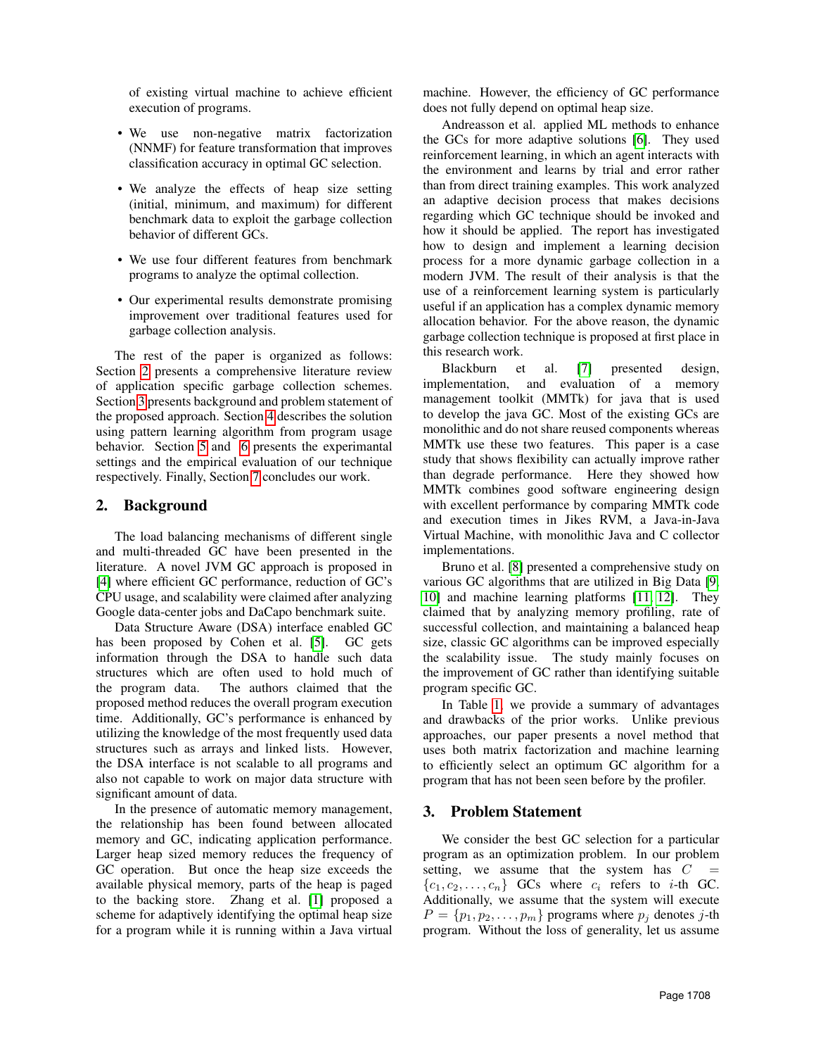of existing virtual machine to achieve efficient execution of programs.

- We use non-negative matrix factorization (NNMF) for feature transformation that improves classification accuracy in optimal GC selection.
- We analyze the effects of heap size setting (initial, minimum, and maximum) for different benchmark data to exploit the garbage collection behavior of different GCs.
- We use four different features from benchmark programs to analyze the optimal collection.
- Our experimental results demonstrate promising improvement over traditional features used for garbage collection analysis.

The rest of the paper is organized as follows: Section 2 presents a comprehensive literature review of application specific garbage collection schemes. Section 3 presents background and problem statement of the proposed approach. Section 4 describes the solution using pattern learning algorithm from program usage behavior. Section 5 and 6 presents the experimantal settings and the empirical evaluation of our technique respectively. Finally, Section 7 concludes our work.

## 2. Background

The load balancing mechanisms of different single and multi-threaded GC have been presented in the literature. A novel JVM GC approach is proposed in [4] where efficient GC performance, reduction of GC's CPU usage, and scalability were claimed after analyzing Google data-center jobs and DaCapo benchmark suite.

Data Structure Aware (DSA) interface enabled GC has been proposed by Cohen et al. [5]. GC gets information through the DSA to handle such data structures which are often used to hold much of the program data. The authors claimed that the proposed method reduces the overall program execution time. Additionally, GC's performance is enhanced by utilizing the knowledge of the most frequently used data structures such as arrays and linked lists. However, the DSA interface is not scalable to all programs and also not capable to work on major data structure with significant amount of data.

In the presence of automatic memory management, the relationship has been found between allocated memory and GC, indicating application performance. Larger heap sized memory reduces the frequency of GC operation. But once the heap size exceeds the available physical memory, parts of the heap is paged to the backing store. Zhang et al. [1] proposed a scheme for adaptively identifying the optimal heap size for a program while it is running within a Java virtual machine. However, the efficiency of GC performance does not fully depend on optimal heap size.

Andreasson et al. applied ML methods to enhance the GCs for more adaptive solutions [6]. They used reinforcement learning, in which an agent interacts with the environment and learns by trial and error rather than from direct training examples. This work analyzed an adaptive decision process that makes decisions regarding which GC technique should be invoked and how it should be applied. The report has investigated how to design and implement a learning decision process for a more dynamic garbage collection in a modern JVM. The result of their analysis is that the use of a reinforcement learning system is particularly useful if an application has a complex dynamic memory allocation behavior. For the above reason, the dynamic garbage collection technique is proposed at first place in this research work.

Blackburn et al. [7] presented design, implementation, and evaluation of a memory management toolkit (MMTk) for java that is used to develop the java GC. Most of the existing GCs are monolithic and do not share reused components whereas MMTk use these two features. This paper is a case study that shows flexibility can actually improve rather than degrade performance. Here they showed how MMTk combines good software engineering design with excellent performance by comparing MMTk code and execution times in Jikes RVM, a Java-in-Java Virtual Machine, with monolithic Java and C collector implementations.

Bruno et al. [8] presented a comprehensive study on various GC algorithms that are utilized in Big Data [9, 10] and machine learning platforms [11, 12]. They claimed that by analyzing memory profiling, rate of successful collection, and maintaining a balanced heap size, classic GC algorithms can be improved especially the scalability issue. The study mainly focuses on the improvement of GC rather than identifying suitable program specific GC.

In Table 1, we provide a summary of advantages and drawbacks of the prior works. Unlike previous approaches, our paper presents a novel method that uses both matrix factorization and machine learning to efficiently select an optimum GC algorithm for a program that has not been seen before by the profiler.

## 3. Problem Statement

We consider the best GC selection for a particular program as an optimization problem. In our problem setting, we assume that the system has $C = \{c_1, c_2, \ldots, c_n\}$ GCs where $c_i$ refers to $i$-th GC. Additionally, we assume that the system will execute $P = \{p_1, p_2, \ldots, p_m\}$ programs where $p_j$ denotes $j$-th program. Without the loss of generality, let us assume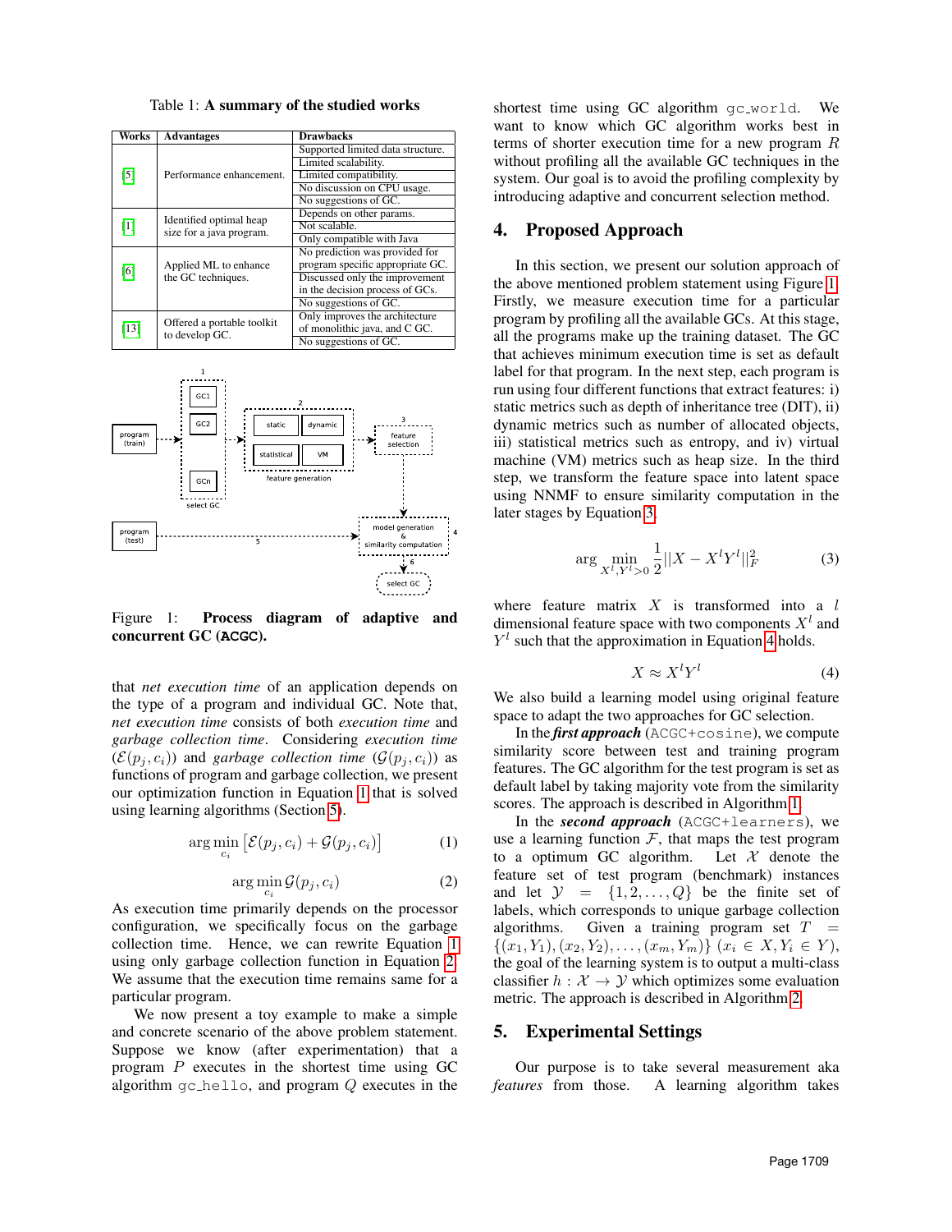Table 1: **A summary of the studied works**

| Works | Advantages | Drawbacks |
|---|---|---|
| [5] | Performance enhancement. | Supported limited data structure. |
| | | Limited scalability. |
| | | Limited compatibility. |
| | | No discussion on CPU usage. |
| | | No suggestions of GC. |
| [1] | Identified optimal heap size for a java program. | Depends on other params. |
| | | Not scalable. |
| | | Only compatible with Java |
| [6] | Applied ML to enhance the GC techniques. | No prediction was provided for program specific appropriate GC. |
| | | Discussed only the improvement in the decision process of GCs. |
| | | No suggestions of GC. |
| [13] | Offered a portable toolkit to develop GC. | Only improves the architecture of monolithic java, and C GC. |
| | | No suggestions of GC. |

Figure 1: **Process diagram of adaptive and concurrent GC (`ACGC`).**

that *net execution time* of an application depends on the type of a program and individual GC. Note that, *net execution time* consists of both *execution time* and *garbage collection time*. Considering *execution time* ($\mathcal{E}(p_j, c_i)$) and *garbage collection time* ($\mathcal{G}(p_j, c_i)$) as functions of program and garbage collection, we present our optimization function in Equation 1 that is solved using learning algorithms (Section 5).

$$\arg\min_{c_i} \left[\mathcal{E}(p_j, c_i) + \mathcal{G}(p_j, c_i)\right] \tag{1}$$

$$\arg\min_{c_i} \mathcal{G}(p_j, c_i) \tag{2}$$

As execution time primarily depends on the processor configuration, we specifically focus on the garbage collection time. Hence, we can rewrite Equation 1 using only garbage collection function in Equation 2. We assume that the execution time remains same for a particular program.

We now present a toy example to make a simple and concrete scenario of the above problem statement. Suppose we know (after experimentation) that a program $P$ executes in the shortest time using GC algorithm `gc_hello`, and program $Q$ executes in the shortest time using GC algorithm `gc_world`. We want to know which GC algorithm works best in terms of shorter execution time for a new program $R$ without profiling all the available GC techniques in the system. Our goal is to avoid the profiling complexity by introducing adaptive and concurrent selection method.

## 4. Proposed Approach

In this section, we present our solution approach of the above mentioned problem statement using Figure 1. Firstly, we measure execution time for a particular program by profiling all the available GCs. At this stage, all the programs make up the training dataset. The GC that achieves minimum execution time is set as default label for that program. In the next step, each program is run using four different functions that extract features: i) static metrics such as depth of inheritance tree (DIT), ii) dynamic metrics such as number of allocated objects, iii) statistical metrics such as entropy, and iv) virtual machine (VM) metrics such as heap size. In the third step, we transform the feature space into latent space using NNMF to ensure similarity computation in the later stages by Equation 3.

$$\arg\min_{X^l, Y^l > 0} \frac{1}{2} ||X - X^l Y^l||_F^2 \tag{3}$$

where feature matrix $X$ is transformed into a $l$ dimensional feature space with two components $X^l$ and $Y^l$ such that the approximation in Equation 4 holds.

$$X \approx X^l Y^l \tag{4}$$

We also build a learning model using original feature space to adapt the two approaches for GC selection.

In the ***first approach*** (`ACGC+cosine`), we compute similarity score between test and training program features. The GC algorithm for the test program is set as default label by taking majority vote from the similarity scores. The approach is described in Algorithm 1.

In the ***second approach*** (`ACGC+learners`), we use a learning function $\mathcal{F}$, that maps the test program to a optimum GC algorithm. Let $\mathcal{X}$ denote the feature set of test program (benchmark) instances and let $\mathcal{Y} = \{1, 2, \ldots, Q\}$ be the finite set of labels, which corresponds to unique garbage collection algorithms. Given a training program set $T = \{(x_1, Y_1), (x_2, Y_2), \ldots, (x_m, Y_m)\}$ $(x_i \in X, Y_i \in Y)$, the goal of the learning system is to output a multi-class classifier $h : \mathcal{X} \to \mathcal{Y}$ which optimizes some evaluation metric. The approach is described in Algorithm 2.

## 5. Experimental Settings

Our purpose is to take several measurement aka *features* from those. A learning algorithm takes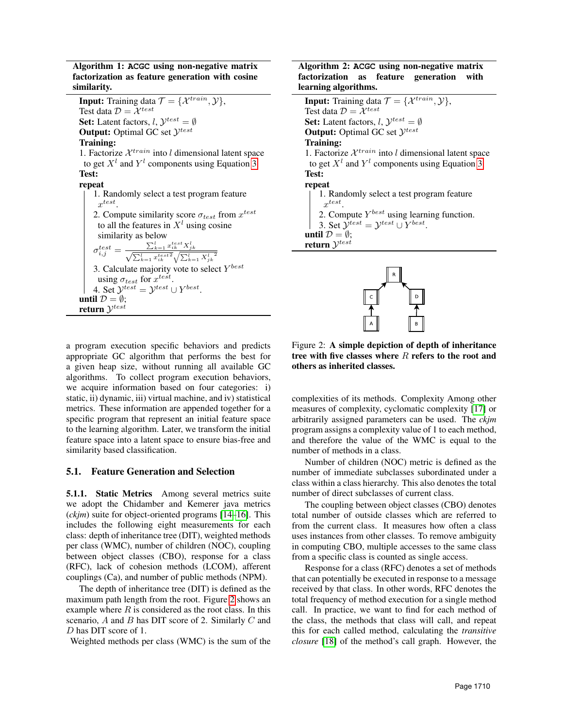**Algorithm 1: ACGC using non-negative matrix factorization as feature generation with cosine similarity.**

**Input:** Training data $\mathcal{T} = \{\mathcal{X}^{train}, \mathcal{Y}\}$,
Test data $\mathcal{D} = \mathcal{X}^{test}$
**Set:** Latent factors, $l$, $\mathcal{Y}^{test} = \emptyset$
**Output:** Optimal GC set $\mathcal{Y}^{test}$
**Training:**
1. Factorize $\mathcal{X}^{train}$ into $l$ dimensional latent space to get $X^l$ and $Y^l$ components using Equation 3

**Test:**
**repeat**
1. Randomly select a test program feature $x^{test}$.
2. Compute similarity score $\sigma_{test}$ from $x^{test}$ to all the features in $X^l$ using cosine similarity as below
$\sigma^{test}_{i,j} = \frac{\sum_{k=1}^{l} x^{test}_{ik} X^l_{jk}}{\sqrt{\sum_{k=1}^{l} {x^{test}_{ik}}^2} \sqrt{\sum_{k=1}^{l} {X^l_{jk}}^2}}$
3. Calculate majority vote to select $Y^{best}$ using $\sigma_{test}$ for $x^{test}$.
4. Set $\mathcal{Y}^{test} = \mathcal{Y}^{test} \cup Y^{best}$.

**until** $\mathcal{D} = \emptyset$;
**return** $\mathcal{Y}^{test}$

**Algorithm 2: ACGC using non-negative matrix factorization as feature generation with learning algorithms.**

**Input:** Training data $\mathcal{T} = \{\mathcal{X}^{train}, \mathcal{Y}\}$,
Test data $\mathcal{D} = \mathcal{X}^{test}$
**Set:** Latent factors, $l$, $\mathcal{Y}^{test} = \emptyset$
**Output:** Optimal GC set $\mathcal{Y}^{test}$
**Training:**
1. Factorize $\mathcal{X}^{train}$ into $l$ dimensional latent space to get $X^l$ and $Y^l$ components using Equation 3

**Test:**
**repeat**
1. Randomly select a test program feature $x^{test}$.
2. Compute $Y^{best}$ using learning function.
3. Set $\mathcal{Y}^{test} = \mathcal{Y}^{test} \cup Y^{best}$.

**until** $\mathcal{D} = \emptyset$;
**return** $\mathcal{Y}^{test}$

a program execution specific behaviors and predicts appropriate GC algorithm that performs the best for a given heap size, without running all available GC algorithms. To collect program execution behaviors, we acquire information based on four categories: i) static, ii) dynamic, iii) virtual machine, and iv) statistical metrics. These information are appended together for a specific program that represent an initial feature space to the learning algorithm. Later, we transform the initial feature space into a latent space to ensure bias-free and similarity based classification.

### 5.1. Feature Generation and Selection

**5.1.1. Static Metrics** Among several metrics suite we adopt the Chidamber and Kemerer java metrics (*ckjm*) suite for object-oriented programs [14–16]. This includes the following eight measurements for each class: depth of inheritance tree (DIT), weighted methods per class (WMC), number of children (NOC), coupling between object classes (CBO), response for a class (RFC), lack of cohesion methods (LCOM), afferent couplings (Ca), and number of public methods (NPM).

The depth of inheritance tree (DIT) is defined as the maximum path length from the root. Figure 2 shows an example where $R$ is considered as the root class. In this scenario, $A$ and $B$ has DIT score of 2. Similarly $C$ and $D$ has DIT score of 1.

Weighted methods per class (WMC) is the sum of the complexities of its methods. Complexity Among other measures of complexity, cyclomatic complexity [17] or arbitrarily assigned parameters can be used. The *ckjm* program assigns a complexity value of 1 to each method, and therefore the value of the WMC is equal to the number of methods in a class.

Figure 2: **A simple depiction of depth of inheritance tree with five classes where $R$ refers to the root and others as inherited classes.**

Number of children (NOC) metric is defined as the number of immediate subclasses subordinated under a class within a class hierarchy. This also denotes the total number of direct subclasses of current class.

The coupling between object classes (CBO) denotes total number of outside classes which are referred to from the current class. It measures how often a class uses instances from other classes. To remove ambiguity in computing CBO, multiple accesses to the same class from a specific class is counted as single access.

Response for a class (RFC) denotes a set of methods that can potentially be executed in response to a message received by that class. In other words, RFC denotes the total frequency of method execution for a single method call. In practice, we want to find for each method of the class, the methods that class will call, and repeat this for each called method, calculating the *transitive closure* [18] of the method's call graph. However, the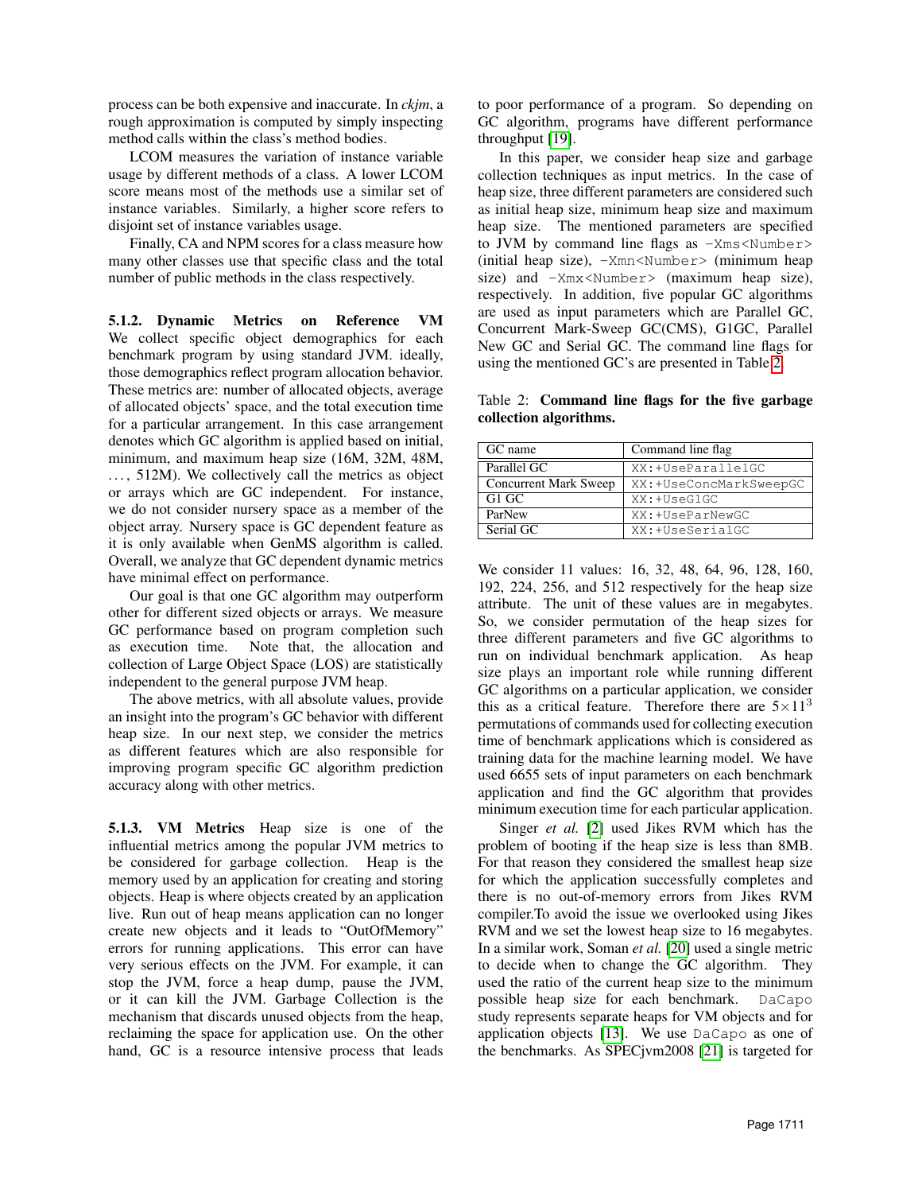process can be both expensive and inaccurate. In *ckjm*, a rough approximation is computed by simply inspecting method calls within the class's method bodies.

LCOM measures the variation of instance variable usage by different methods of a class. A lower LCOM score means most of the methods use a similar set of instance variables. Similarly, a higher score refers to disjoint set of instance variables usage.

Finally, CA and NPM scores for a class measure how many other classes use that specific class and the total number of public methods in the class respectively.

**5.1.2. Dynamic Metrics on Reference VM** We collect specific object demographics for each benchmark program by using standard JVM. ideally, those demographics reflect program allocation behavior. These metrics are: number of allocated objects, average of allocated objects' space, and the total execution time for a particular arrangement. In this case arrangement denotes which GC algorithm is applied based on initial, minimum, and maximum heap size (16M, 32M, 48M, ..., 512M). We collectively call the metrics as object or arrays which are GC independent. For instance, we do not consider nursery space as a member of the object array. Nursery space is GC dependent feature as it is only available when GenMS algorithm is called. Overall, we analyze that GC dependent dynamic metrics have minimal effect on performance.

Our goal is that one GC algorithm may outperform other for different sized objects or arrays. We measure GC performance based on program completion such as execution time. Note that, the allocation and collection of Large Object Space (LOS) are statistically independent to the general purpose JVM heap.

The above metrics, with all absolute values, provide an insight into the program's GC behavior with different heap size. In our next step, we consider the metrics as different features which are also responsible for improving program specific GC algorithm prediction accuracy along with other metrics.

**5.1.3. VM Metrics** Heap size is one of the influential metrics among the popular JVM metrics to be considered for garbage collection. Heap is the memory used by an application for creating and storing objects. Heap is where objects created by an application live. Run out of heap means application can no longer create new objects and it leads to "OutOfMemory" errors for running applications. This error can have very serious effects on the JVM. For example, it can stop the JVM, force a heap dump, pause the JVM, or it can kill the JVM. Garbage Collection is the mechanism that discards unused objects from the heap, reclaiming the space for application use. On the other hand, GC is a resource intensive process that leads to poor performance of a program. So depending on GC algorithm, programs have different performance throughput [19].

In this paper, we consider heap size and garbage collection techniques as input metrics. In the case of heap size, three different parameters are considered such as initial heap size, minimum heap size and maximum heap size. The mentioned parameters are specified to JVM by command line flags as `-Xms<Number>` (initial heap size), `-Xmn<Number>` (minimum heap size) and `-Xmx<Number>` (maximum heap size), respectively. In addition, five popular GC algorithms are used as input parameters which are Parallel GC, Concurrent Mark-Sweep GC(CMS), G1GC, Parallel New GC and Serial GC. The command line flags for using the mentioned GC's are presented in Table 2.

Table 2: **Command line flags for the five garbage collection algorithms.**

| GC name | Command line flag |
|---|---|
| Parallel GC | `XX:+UseParallelGC` |
| Concurrent Mark Sweep | `XX:+UseConcMarkSweepGC` |
| G1 GC | `XX:+UseG1GC` |
| ParNew | `XX:+UseParNewGC` |
| Serial GC | `XX:+UseSerialGC` |

We consider 11 values: 16, 32, 48, 64, 96, 128, 160, 192, 224, 256, and 512 respectively for the heap size attribute. The unit of these values are in megabytes. So, we consider permutation of the heap sizes for three different parameters and five GC algorithms to run on individual benchmark application. As heap size plays an important role while running different GC algorithms on a particular application, we consider this as a critical feature. Therefore there are $5 \times 11^3$ permutations of commands used for collecting execution time of benchmark applications which is considered as training data for the machine learning model. We have used 6655 sets of input parameters on each benchmark application and find the GC algorithm that provides minimum execution time for each particular application.

Singer *et al.* [2] used Jikes RVM which has the problem of booting if the heap size is less than 8MB. For that reason they considered the smallest heap size for which the application successfully completes and there is no out-of-memory errors from Jikes RVM compiler.To avoid the issue we overlooked using Jikes RVM and we set the lowest heap size to 16 megabytes. In a similar work, Soman *et al.* [20] used a single metric to decide when to change the GC algorithm. They used the ratio of the current heap size to the minimum possible heap size for each benchmark. `DaCapo` study represents separate heaps for VM objects and for application objects [13]. We use `DaCapo` as one of the benchmarks. As SPECjvm2008 [21] is targeted for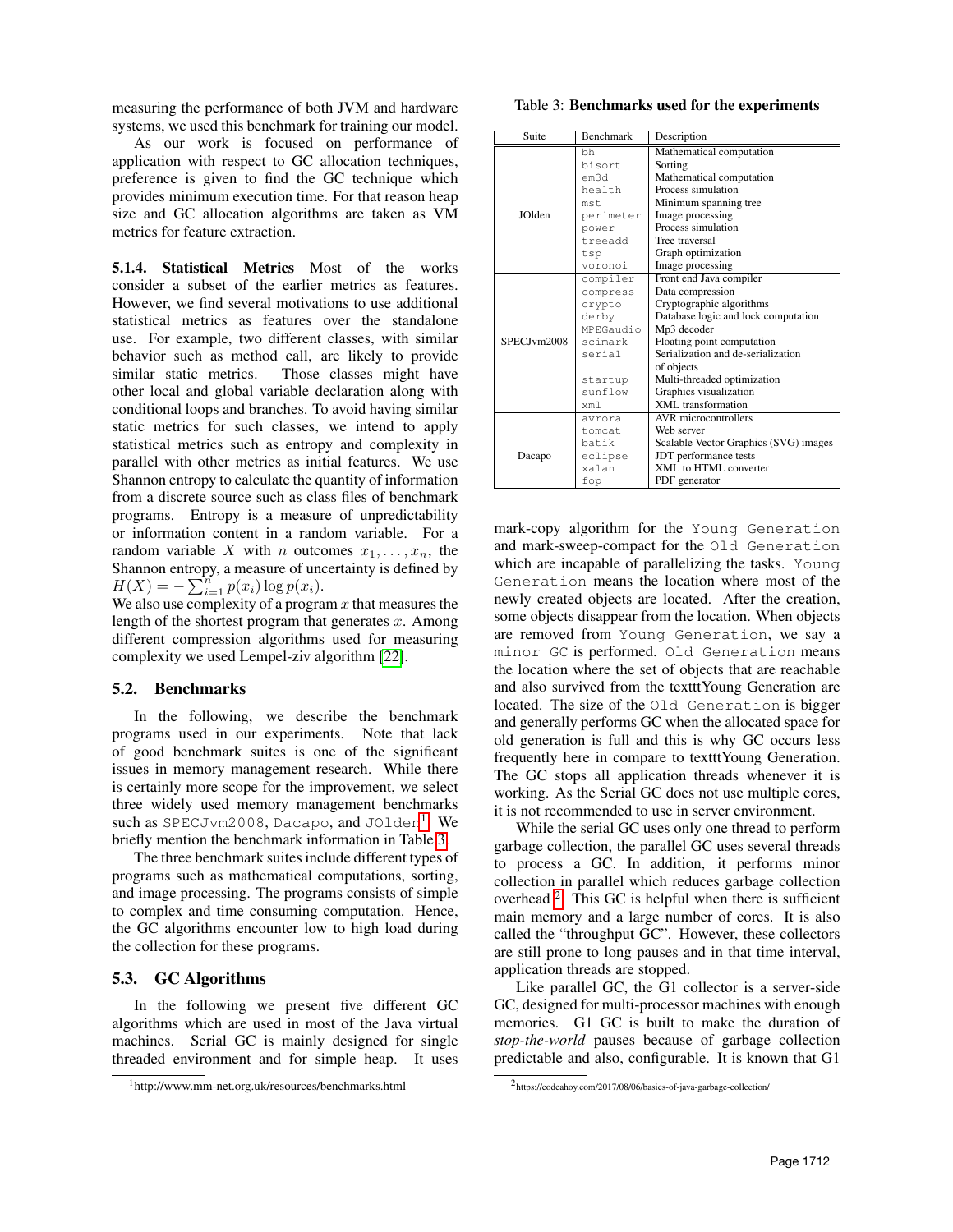measuring the performance of both JVM and hardware systems, we used this benchmark for training our model.

As our work is focused on performance of application with respect to GC allocation techniques, preference is given to find the GC technique which provides minimum execution time. For that reason heap size and GC allocation algorithms are taken as VM metrics for feature extraction.

**5.1.4. Statistical Metrics** Most of the works consider a subset of the earlier metrics as features. However, we find several motivations to use additional statistical metrics as features over the standalone use. For example, two different classes, with similar behavior such as method call, are likely to provide similar static metrics. Those classes might have other local and global variable declaration along with conditional loops and branches. To avoid having similar static metrics for such classes, we intend to apply statistical metrics such as entropy and complexity in parallel with other metrics as initial features. We use Shannon entropy to calculate the quantity of information from a discrete source such as class files of benchmark programs. Entropy is a measure of unpredictability or information content in a random variable. For a random variable $X$ with $n$ outcomes $x_1, \ldots, x_n$, the Shannon entropy, a measure of uncertainty is defined by $H(X) = -\sum_{i=1}^{n} p(x_i) \log p(x_i)$.
We also use complexity of a program $x$ that measures the length of the shortest program that generates $x$. Among different compression algorithms used for measuring complexity we used Lempel-ziv algorithm [22].

## 5.2. Benchmarks

In the following, we describe the benchmark programs used in our experiments. Note that lack of good benchmark suites is one of the significant issues in memory management research. While there is certainly more scope for the improvement, we select three widely used memory management benchmarks such as `SPECJvm2008`, `Dacapo`, and `JOlden`[1]. We briefly mention the benchmark information in Table 3.

The three benchmark suites include different types of programs such as mathematical computations, sorting, and image processing. The programs consists of simple to complex and time consuming computation. Hence, the GC algorithms encounter low to high load during the collection for these programs.

Table 3: **Benchmarks used for the experiments**

| Suite | Benchmark | Description |
|---|---|---|
| JOlden | `bh` | Mathematical computation |
| | `bisort` | Sorting |
| | `em3d` | Mathematical computation |
| | `health` | Process simulation |
| | `mst` | Minimum spanning tree |
| | `perimeter` | Image processing |
| | `power` | Process simulation |
| | `treeadd` | Tree traversal |
| | `tsp` | Graph optimization |
| | `voronoi` | Image processing |
| SPECJvm2008 | `compiler` | Front end Java compiler |
| | `compress` | Data compression |
| | `crypto` | Cryptographic algorithms |
| | `derby` | Database logic and lock computation |
| | `MPEGaudio` | Mp3 decoder |
| | `scimark` | Floating point computation |
| | `serial` | Serialization and de-serialization of objects |
| | `startup` | Multi-threaded optimization |
| | `sunflow` | Graphics visualization |
| | `xml` | XML transformation |
| Dacapo | `avrora` | AVR microcontrollers |
| | `tomcat` | Web server |
| | `batik` | Scalable Vector Graphics (SVG) images |
| | `eclipse` | JDT performance tests |
| | `xalan` | XML to HTML converter |
| | `fop` | PDF generator |

## 5.3. GC Algorithms

In the following we present five different GC algorithms which are used in most of the Java virtual machines. Serial GC is mainly designed for single threaded environment and for simple heap. It uses mark-copy algorithm for the `Young Generation` and mark-sweep-compact for the `Old Generation` which are incapable of parallelizing the tasks. `Young Generation` means the location where most of the newly created objects are located. After the creation, some objects disappear from the location. When objects are removed from `Young Generation`, we say a `minor GC` is performed. `Old Generation` means the location where the set of objects that are reachable and also survived from the texttYoung Generation are located. The size of the `Old Generation` is bigger and generally performs GC when the allocated space for old generation is full and this is why GC occurs less frequently here in compare to texttYoung Generation. The GC stops all application threads whenever it is working. As the Serial GC does not use multiple cores, it is not recommended to use in server environment.

While the serial GC uses only one thread to perform garbage collection, the parallel GC uses several threads to process a GC. In addition, it performs minor collection in parallel which reduces garbage collection overhead [2]. This GC is helpful when there is sufficient main memory and a large number of cores. It is also called the "throughput GC". However, these collectors are still prone to long pauses and in that time interval, application threads are stopped.

Like parallel GC, the G1 collector is a server-side GC, designed for multi-processor machines with enough memories. G1 GC is built to make the duration of *stop-the-world* pauses because of garbage collection predictable and also, configurable. It is known that G1

[1] http://www.mm-net.org.uk/resources/benchmarks.html

[2] https://codeahoy.com/2017/08/06/basics-of-java-garbage-collection/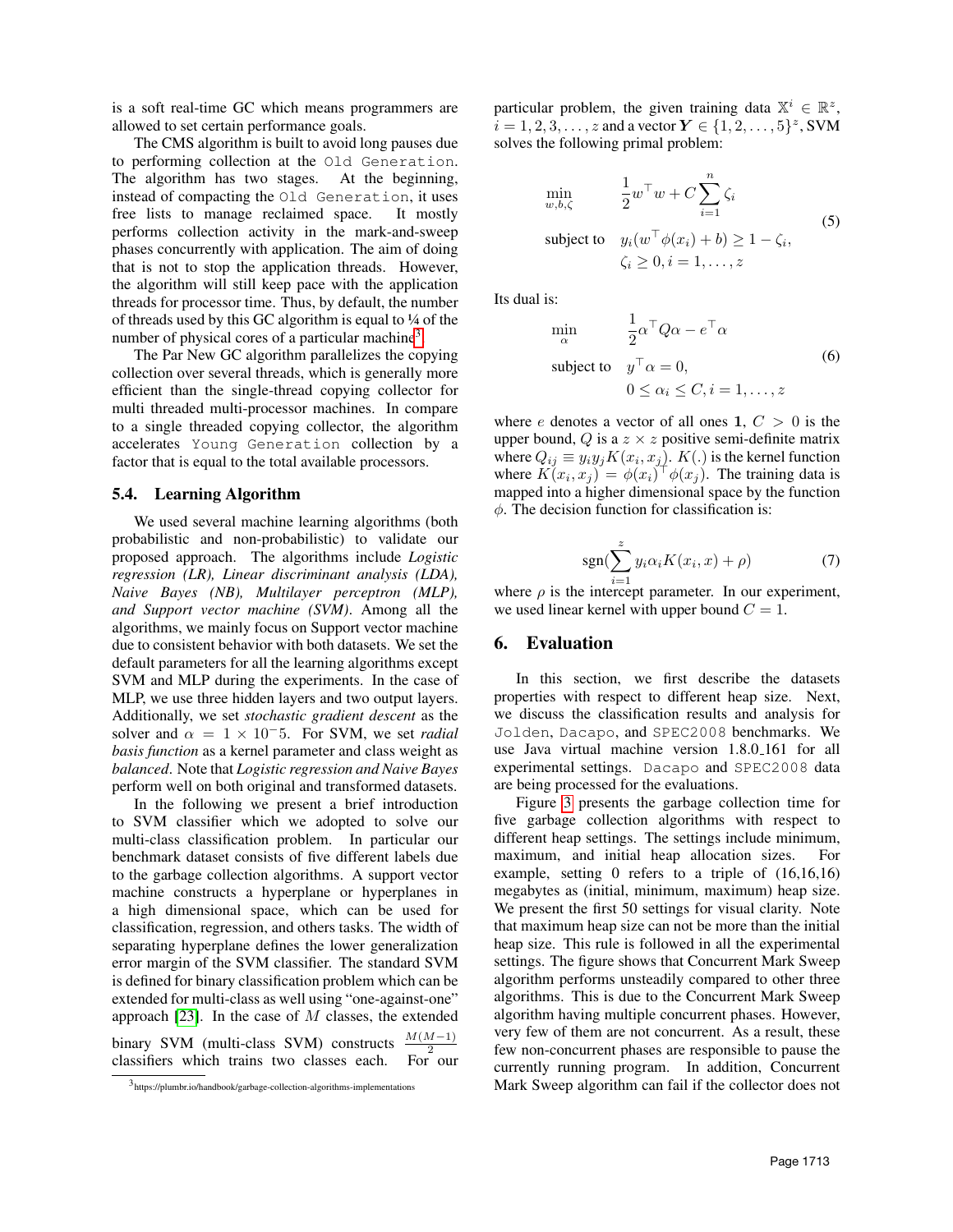is a soft real-time GC which means programmers are allowed to set certain performance goals.

The CMS algorithm is built to avoid long pauses due to performing collection at the `Old Generation`. The algorithm has two stages. At the beginning, instead of compacting the `Old Generation`, it uses free lists to manage reclaimed space. It mostly performs collection activity in the mark-and-sweep phases concurrently with application. The aim of doing that is not to stop the application threads. However, the algorithm will still keep pace with the application threads for processor time. Thus, by default, the number of threads used by this GC algorithm is equal to ¼ of the number of physical cores of a particular machine[3].

The Par New GC algorithm parallelizes the copying collection over several threads, which is generally more efficient than the single-thread copying collector for multi threaded multi-processor machines. In compare to a single threaded copying collector, the algorithm accelerates `Young Generation` collection by a factor that is equal to the total available processors.

### 5.4. Learning Algorithm

We used several machine learning algorithms (both probabilistic and non-probabilistic) to validate our proposed approach. The algorithms include *Logistic regression (LR), Linear discriminant analysis (LDA), Naive Bayes (NB), Multilayer perceptron (MLP), and Support vector machine (SVM)*. Among all the algorithms, we mainly focus on Support vector machine due to consistent behavior with both datasets. We set the default parameters for all the learning algorithms except SVM and MLP during the experiments. In the case of MLP, we use three hidden layers and two output layers. Additionally, we set *stochastic gradient descent* as the solver and $\alpha = 1 \times 10^-5$. For SVM, we set *radial basis function* as a kernel parameter and class weight as *balanced*. Note that *Logistic regression and Naive Bayes* perform well on both original and transformed datasets.

In the following we present a brief introduction to SVM classifier which we adopted to solve our multi-class classification problem. In particular our benchmark dataset consists of five different labels due to the garbage collection algorithms. A support vector machine constructs a hyperplane or hyperplanes in a high dimensional space, which can be used for classification, regression, and others tasks. The width of separating hyperplane defines the lower generalization error margin of the SVM classifier. The standard SVM is defined for binary classification problem which can be extended for multi-class as well using "one-against-one" approach [23]. In the case of $M$ classes, the extended binary SVM (multi-class SVM) constructs $\frac{M(M-1)}{2}$ classifiers which trains two classes each. For our particular problem, the given training data $\mathbb{X}^i \in \mathbb{R}^z$, $i = 1, 2, 3, \ldots, z$ and a vector $\boldsymbol{Y} \in \{1, 2, \ldots, 5\}^z$, SVM solves the following primal problem:

$$
\begin{aligned}
\min_{w,b,\zeta} \quad & \frac{1}{2} w^\top w + C \sum_{i=1}^{n} \zeta_i \\
\text{subject to} \quad & y_i (w^\top \phi(x_i) + b) \geq 1 - \zeta_i, \\
& \zeta_i \geq 0, i = 1, \ldots, z
\end{aligned}
\tag{5}
$$

Its dual is:

$$
\begin{aligned}
\min_{\alpha} \quad & \frac{1}{2} \alpha^\top Q \alpha - e^\top \alpha \\
\text{subject to} \quad & y^\top \alpha = 0, \\
& 0 \leq \alpha_i \leq C, i = 1, \ldots, z
\end{aligned}
\tag{6}
$$

where $e$ denotes a vector of all ones $\mathbf{1}$, $C > 0$ is the upper bound, $Q$ is a $z \times z$ positive semi-definite matrix where $Q_{ij} \equiv y_i y_j K(x_i, x_j)$. $K(.)$ is the kernel function where $K(x_i, x_j) = \phi(x_i)^\top \phi(x_j)$. The training data is mapped into a higher dimensional space by the function $\phi$. The decision function for classification is:

$$
\text{sgn}(\sum_{i=1}^{z} y_i \alpha_i K(x_i, x) + \rho) \tag{7}
$$

where $\rho$ is the intercept parameter. In our experiment, we used linear kernel with upper bound $C = 1$.

## 6. Evaluation

In this section, we first describe the datasets properties with respect to different heap size. Next, we discuss the classification results and analysis for `Jolden`, `Dacapo`, and `SPEC2008` benchmarks. We use Java virtual machine version 1.8.0_161 for all experimental settings. `Dacapo` and `SPEC2008` data are being processed for the evaluations.

Figure 3 presents the garbage collection time for five garbage collection algorithms with respect to different heap settings. The settings include minimum, maximum, and initial heap allocation sizes. For example, setting 0 refers to a triple of (16,16,16) megabytes as (initial, minimum, maximum) heap size. We present the first 50 settings for visual clarity. Note that maximum heap size can not be more than the initial heap size. This rule is followed in all the experimental settings. The figure shows that Concurrent Mark Sweep algorithm performs unsteadily compared to other three algorithms. This is due to the Concurrent Mark Sweep algorithm having multiple concurrent phases. However, very few of them are not concurrent. As a result, these few non-concurrent phases are responsible to pause the currently running program. In addition, Concurrent Mark Sweep algorithm can fail if the collector does not

[3] https://plumbr.io/handbook/garbage-collection-algorithms-implementations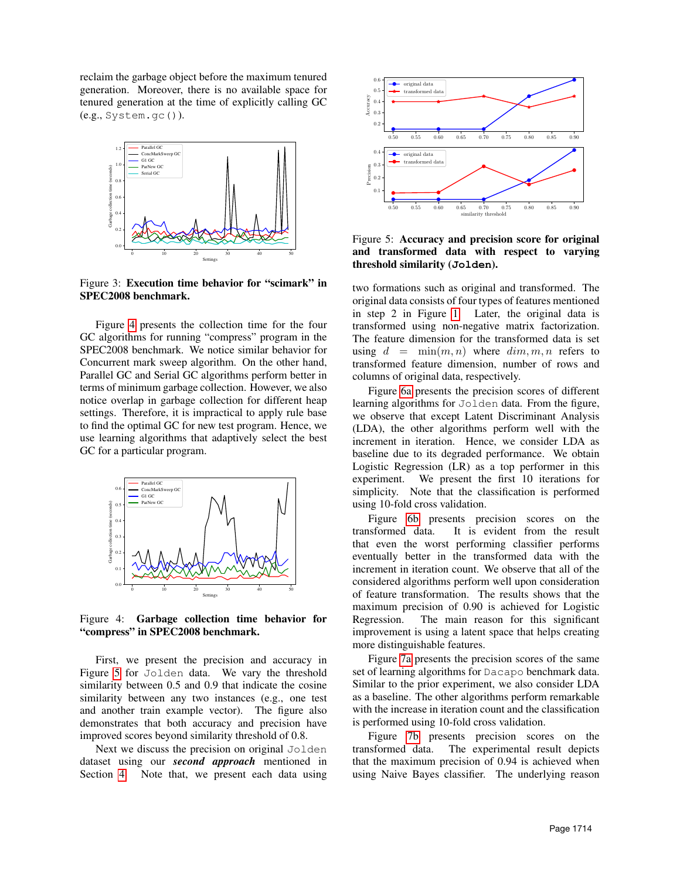reclaim the garbage object before the maximum tenured generation. Moreover, there is no available space for tenured generation at the time of explicitly calling GC (e.g., `System.gc()`).

Figure 3: **Execution time behavior for "scimark" in SPEC2008 benchmark.**

Figure 4 presents the collection time for the four GC algorithms for running "compress" program in the SPEC2008 benchmark. We notice similar behavior for Concurrent mark sweep algorithm. On the other hand, Parallel GC and Serial GC algorithms perform better in terms of minimum garbage collection. However, we also notice overlap in garbage collection for different heap settings. Therefore, it is impractical to apply rule base to find the optimal GC for new test program. Hence, we use learning algorithms that adaptively select the best GC for a particular program.

Figure 4: **Garbage collection time behavior for "compress" in SPEC2008 benchmark.**

First, we present the precision and accuracy in Figure 5 for `Jolden` data. We vary the threshold similarity between 0.5 and 0.9 that indicate the cosine similarity between any two instances (e.g., one test and another train example vector). The figure also demonstrates that both accuracy and precision have improved scores beyond similarity threshold of 0.8.

Next we discuss the precision on original `Jolden` dataset using our ***second approach*** mentioned in Section 4. Note that, we present each data using two formations such as original and transformed. The original data consists of four types of features mentioned in step 2 in Figure 1. Later, the original data is transformed using non-negative matrix factorization. The feature dimension for the transformed data is set using $d = \min(m, n)$ where $dim, m, n$ refers to transformed feature dimension, number of rows and columns of original data, respectively.

Figure 5: **Accuracy and precision score for original and transformed data with respect to varying threshold similarity (`Jolden`).**

Figure 6a presents the precision scores of different learning algorithms for `Jolden` data. From the figure, we observe that except Latent Discriminant Analysis (LDA), the other algorithms perform well with the increment in iteration. Hence, we consider LDA as baseline due to its degraded performance. We obtain Logistic Regression (LR) as a top performer in this experiment. We present the first 10 iterations for simplicity. Note that the classification is performed using 10-fold cross validation.

Figure 6b presents precision scores on the transformed data. It is evident from the result that even the worst performing classifier performs eventually better in the transformed data with the increment in iteration count. We observe that all of the considered algorithms perform well upon consideration of feature transformation. The results shows that the maximum precision of 0.90 is achieved for Logistic Regression. The main reason for this significant improvement is using a latent space that helps creating more distinguishable features.

Figure 7a presents the precision scores of the same set of learning algorithms for `Dacapo` benchmark data. Similar to the prior experiment, we also consider LDA as a baseline. The other algorithms perform remarkable with the increase in iteration count and the classification is performed using 10-fold cross validation.

Figure 7b presents precision scores on the transformed data. The experimental result depicts that the maximum precision of 0.94 is achieved when using Naive Bayes classifier. The underlying reason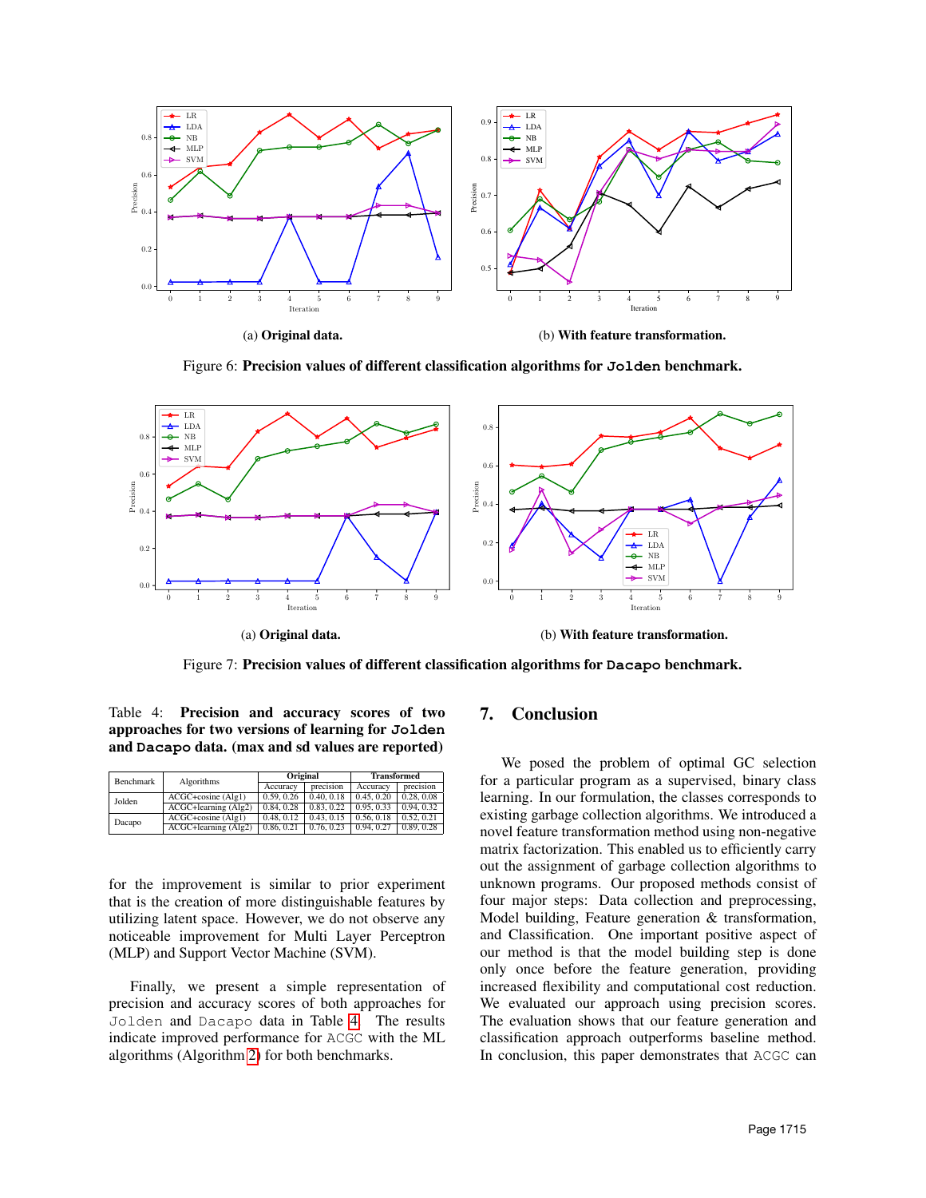(a) **Original data.**

(b) **With feature transformation.**

Figure 6: **Precision values of different classification algorithms for `Jolden` benchmark.**

(a) **Original data.**

(b) **With feature transformation.**

Figure 7: **Precision values of different classification algorithms for `Dacapo` benchmark.**

Table 4: **Precision and accuracy scores of two approaches for two versions of learning for `Jolden` and `Dacapo` data. (max and sd values are reported)**

| Benchmark | Algorithms | Original | | Transformed | |
|---|---|---|---|---|---|
| | | Accuracy | precision | Accuracy | precision |
| Jolden | ACGC+cosine (Alg1) | 0.59, 0.26 | 0.40, 0.18 | 0.45, 0.20 | 0.28, 0.08 |
| | ACGC+learning (Alg2) | 0.84, 0.28 | 0.83, 0.22 | 0.95, 0.33 | 0.94, 0.32 |
| Dacapo | ACGC+cosine (Alg1) | 0.48, 0.12 | 0.43, 0.15 | 0.56, 0.18 | 0.52, 0.21 |
| | ACGC+learning (Alg2) | 0.86, 0.21 | 0.76, 0.23 | 0.94, 0.27 | 0.89, 0.28 |

for the improvement is similar to prior experiment that is the creation of more distinguishable features by utilizing latent space. However, we do not observe any noticeable improvement for Multi Layer Perceptron (MLP) and Support Vector Machine (SVM).

Finally, we present a simple representation of precision and accuracy scores of both approaches for `Jolden` and `Dacapo` data in Table 4. The results indicate improved performance for `ACGC` with the ML algorithms (Algorithm 2) for both benchmarks.

## 7. Conclusion

We posed the problem of optimal GC selection for a particular program as a supervised, binary class learning. In our formulation, the classes corresponds to existing garbage collection algorithms. We introduced a novel feature transformation method using non-negative matrix factorization. This enabled us to efficiently carry out the assignment of garbage collection algorithms to unknown programs. Our proposed methods consist of four major steps: Data collection and preprocessing, Model building, Feature generation & transformation, and Classification. One important positive aspect of our method is that the model building step is done only once before the feature generation, providing increased flexibility and computational cost reduction. We evaluated our approach using precision scores. The evaluation shows that our feature generation and classification approach outperforms baseline method. In conclusion, this paper demonstrates that `ACGC` can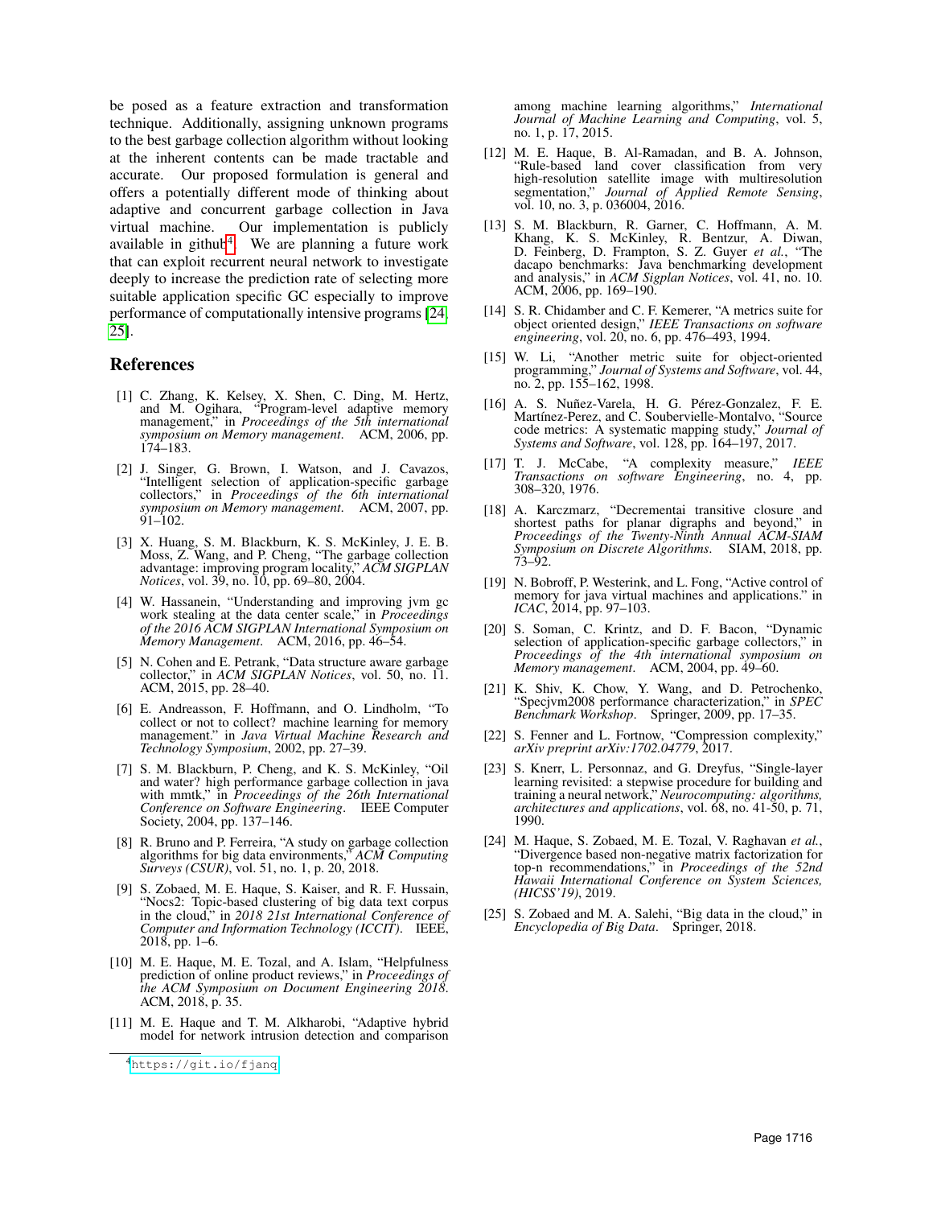be posed as a feature extraction and transformation technique. Additionally, assigning unknown programs to the best garbage collection algorithm without looking at the inherent contents can be made tractable and accurate. Our proposed formulation is general and offers a potentially different mode of thinking about adaptive and concurrent garbage collection in Java virtual machine. Our implementation is publicly available in github[4]. We are planning a future work that can exploit recurrent neural network to investigate deeply to increase the prediction rate of selecting more suitable application specific GC especially to improve performance of computationally intensive programs [24, 25].

## References

[1] C. Zhang, K. Kelsey, X. Shen, C. Ding, M. Hertz, and M. Ogihara, "Program-level adaptive memory management," in *Proceedings of the 5th international symposium on Memory management*. ACM, 2006, pp. 174–183.

[2] J. Singer, G. Brown, I. Watson, and J. Cavazos, "Intelligent selection of application-specific garbage collectors," in *Proceedings of the 6th international symposium on Memory management*. ACM, 2007, pp. 91–102.

[3] X. Huang, S. M. Blackburn, K. S. McKinley, J. E. B. Moss, Z. Wang, and P. Cheng, "The garbage collection advantage: improving program locality," *ACM SIGPLAN Notices*, vol. 39, no. 10, pp. 69–80, 2004.

[4] W. Hassanein, "Understanding and improving jvm gc work stealing at the data center scale," in *Proceedings of the 2016 ACM SIGPLAN International Symposium on Memory Management*. ACM, 2016, pp. 46–54.

[5] N. Cohen and E. Petrank, "Data structure aware garbage collector," in *ACM SIGPLAN Notices*, vol. 50, no. 11. ACM, 2015, pp. 28–40.

[6] E. Andreasson, F. Hoffmann, and O. Lindholm, "To collect or not to collect? machine learning for memory management." in *Java Virtual Machine Research and Technology Symposium*, 2002, pp. 27–39.

[7] S. M. Blackburn, P. Cheng, and K. S. McKinley, "Oil and water? high performance garbage collection in java with mmtk," in *Proceedings of the 26th International Conference on Software Engineering*. IEEE Computer Society, 2004, pp. 137–146.

[8] R. Bruno and P. Ferreira, "A study on garbage collection algorithms for big data environments," *ACM Computing Surveys (CSUR)*, vol. 51, no. 1, p. 20, 2018.

[9] S. Zobaed, M. E. Haque, S. Kaiser, and R. F. Hussain, "Nocs2: Topic-based clustering of big data text corpus in the cloud," in *2018 21st International Conference of Computer and Information Technology (ICCIT)*. IEEE, 2018, pp. 1–6.

[10] M. E. Haque, M. E. Tozal, and A. Islam, "Helpfulness prediction of online product reviews," in *Proceedings of the ACM Symposium on Document Engineering 2018*. ACM, 2018, p. 35.

[11] M. E. Haque and T. M. Alkharobi, "Adaptive hybrid model for network intrusion detection and comparison among machine learning algorithms," *International Journal of Machine Learning and Computing*, vol. 5, no. 1, p. 17, 2015.

[12] M. E. Haque, B. Al-Ramadan, and B. A. Johnson, "Rule-based land cover classification from very high-resolution satellite image with multiresolution segmentation," *Journal of Applied Remote Sensing*, vol. 10, no. 3, p. 036004, 2016.

[13] S. M. Blackburn, R. Garner, C. Hoffmann, A. M. Khang, K. S. McKinley, R. Bentzur, A. Diwan, D. Feinberg, D. Frampton, S. Z. Guyer *et al.*, "The dacapo benchmarks: Java benchmarking development and analysis," in *ACM Sigplan Notices*, vol. 41, no. 10. ACM, 2006, pp. 169–190.

[14] S. R. Chidamber and C. F. Kemerer, "A metrics suite for object oriented design," *IEEE Transactions on software engineering*, vol. 20, no. 6, pp. 476–493, 1994.

[15] W. Li, "Another metric suite for object-oriented programming," *Journal of Systems and Software*, vol. 44, no. 2, pp. 155–162, 1998.

[16] A. S. Nuñez-Varela, H. G. Pérez-Gonzalez, F. E. Martínez-Perez, and C. Soubervielle-Montalvo, "Source code metrics: A systematic mapping study," *Journal of Systems and Software*, vol. 128, pp. 164–197, 2017.

[17] T. J. McCabe, "A complexity measure," *IEEE Transactions on software Engineering*, no. 4, pp. 308–320, 1976.

[18] A. Karczmarz, "Decrementai transitive closure and shortest paths for planar digraphs and beyond," in *Proceedings of the Twenty-Ninth Annual ACM-SIAM Symposium on Discrete Algorithms*. SIAM, 2018, pp. 73–92.

[19] N. Bobroff, P. Westerink, and L. Fong, "Active control of memory for java virtual machines and applications." in *ICAC*, 2014, pp. 97–103.

[20] S. Soman, C. Krintz, and D. F. Bacon, "Dynamic selection of application-specific garbage collectors," in *Proceedings of the 4th international symposium on Memory management*. ACM, 2004, pp. 49–60.

[21] K. Shiv, K. Chow, Y. Wang, and D. Petrochenko, "Specjvm2008 performance characterization," in *SPEC Benchmark Workshop*. Springer, 2009, pp. 17–35.

[22] S. Fenner and L. Fortnow, "Compression complexity," *arXiv preprint arXiv:1702.04779*, 2017.

[23] S. Knerr, L. Personnaz, and G. Dreyfus, "Single-layer learning revisited: a stepwise procedure for building and training a neural network," *Neurocomputing: algorithms, architectures and applications*, vol. 68, no. 41-50, p. 71, 1990.

[24] M. Haque, S. Zobaed, M. E. Tozal, V. Raghavan *et al.*, "Divergence based non-negative matrix factorization for top-n recommendations," in *Proceedings of the 52nd Hawaii International Conference on System Sciences, (HICSS'19)*, 2019.

[25] S. Zobaed and M. A. Salehi, "Big data in the cloud," in *Encyclopedia of Big Data*. Springer, 2018.

[4] https://git.io/fjanq